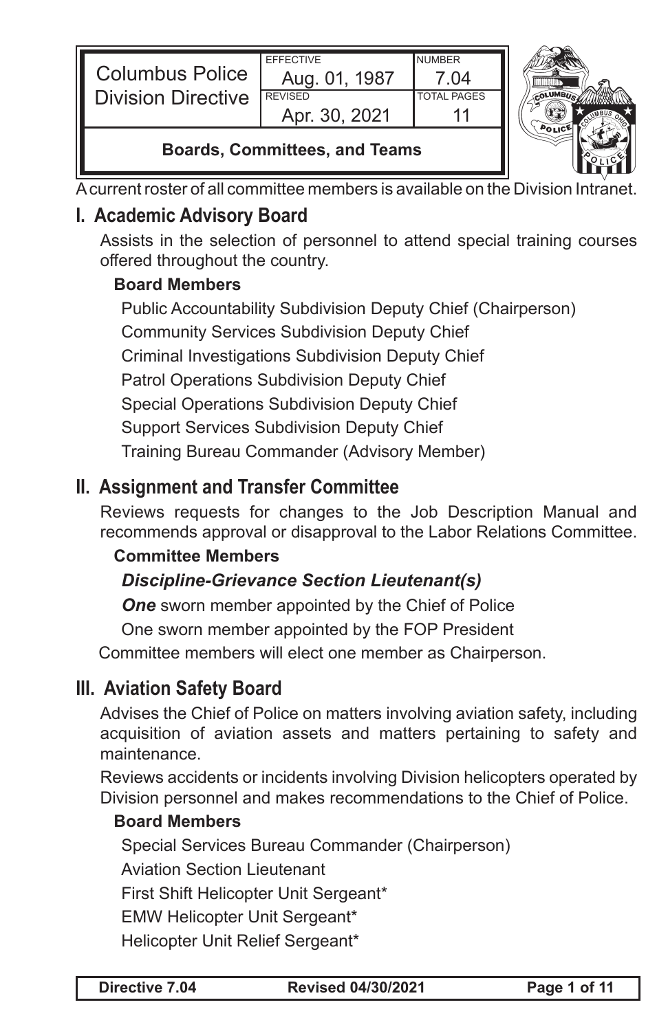| Columbus Police Division Directive | EFFECTIVE Aug. 01, 1987 | NUMBER 7.04 |
| --- | --- | --- |
| | REVISED Apr. 30, 2021 | TOTAL PAGES 11 |

**Boards, Committees, and Teams**

A current roster of all committee members is available on the Division Intranet.

## I. Academic Advisory Board

Assists in the selection of personnel to attend special training courses offered throughout the country.

**Board Members**

Public Accountability Subdivision Deputy Chief (Chairperson)
Community Services Subdivision Deputy Chief
Criminal Investigations Subdivision Deputy Chief
Patrol Operations Subdivision Deputy Chief
Special Operations Subdivision Deputy Chief
Support Services Subdivision Deputy Chief
Training Bureau Commander (Advisory Member)

## II. Assignment and Transfer Committee

Reviews requests for changes to the Job Description Manual and recommends approval or disapproval to the Labor Relations Committee.

**Committee Members**

***Discipline-Grievance Section Lieutenant(s)***
***One*** sworn member appointed by the Chief of Police
One sworn member appointed by the FOP President

Committee members will elect one member as Chairperson.

## III. Aviation Safety Board

Advises the Chief of Police on matters involving aviation safety, including acquisition of aviation assets and matters pertaining to safety and maintenance.

Reviews accidents or incidents involving Division helicopters operated by Division personnel and makes recommendations to the Chief of Police.

**Board Members**

Special Services Bureau Commander (Chairperson)
Aviation Section Lieutenant
First Shift Helicopter Unit Sergeant*
EMW Helicopter Unit Sergeant*
Helicopter Unit Relief Sergeant*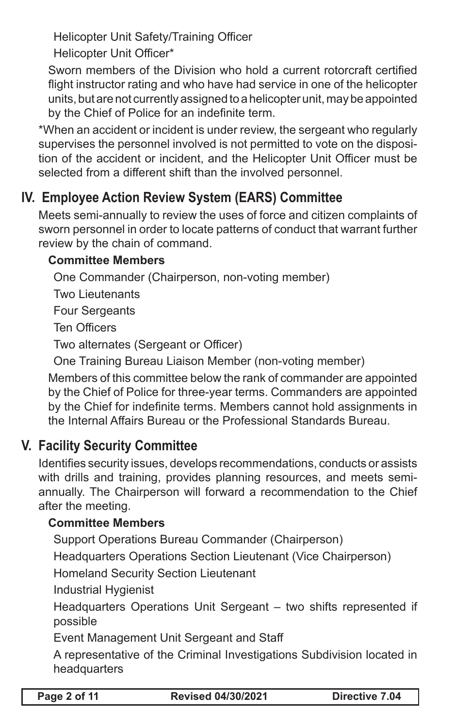Helicopter Unit Safety/Training Officer

Helicopter Unit Officer*

Sworn members of the Division who hold a current rotorcraft certified flight instructor rating and who have had service in one of the helicopter units, but are not currently assigned to a helicopter unit, may be appointed by the Chief of Police for an indefinite term.

*When an accident or incident is under review, the sergeant who regularly supervises the personnel involved is not permitted to vote on the disposition of the accident or incident, and the Helicopter Unit Officer must be selected from a different shift than the involved personnel.

## IV. Employee Action Review System (EARS) Committee

Meets semi-annually to review the uses of force and citizen complaints of sworn personnel in order to locate patterns of conduct that warrant further review by the chain of command.

**Committee Members**

One Commander (Chairperson, non-voting member)

Two Lieutenants

Four Sergeants

Ten Officers

Two alternates (Sergeant or Officer)

One Training Bureau Liaison Member (non-voting member)

Members of this committee below the rank of commander are appointed by the Chief of Police for three-year terms. Commanders are appointed by the Chief for indefinite terms. Members cannot hold assignments in the Internal Affairs Bureau or the Professional Standards Bureau.

## V. Facility Security Committee

Identifies security issues, develops recommendations, conducts or assists with drills and training, provides planning resources, and meets semi-annually. The Chairperson will forward a recommendation to the Chief after the meeting.

**Committee Members**

Support Operations Bureau Commander (Chairperson)

Headquarters Operations Section Lieutenant (Vice Chairperson)

Homeland Security Section Lieutenant

Industrial Hygienist

Headquarters Operations Unit Sergeant – two shifts represented if possible

Event Management Unit Sergeant and Staff

A representative of the Criminal Investigations Subdivision located in headquarters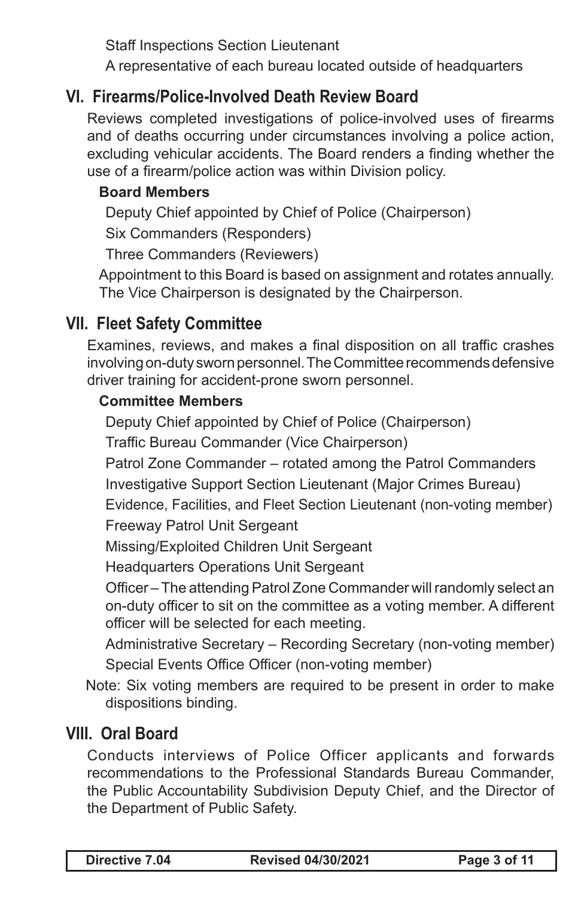Staff Inspections Section Lieutenant

A representative of each bureau located outside of headquarters

## VI. Firearms/Police-Involved Death Review Board

Reviews completed investigations of police-involved uses of firearms and of deaths occurring under circumstances involving a police action, excluding vehicular accidents. The Board renders a finding whether the use of a firearm/police action was within Division policy.

**Board Members**

Deputy Chief appointed by Chief of Police (Chairperson)

Six Commanders (Responders)

Three Commanders (Reviewers)

Appointment to this Board is based on assignment and rotates annually. The Vice Chairperson is designated by the Chairperson.

## VII. Fleet Safety Committee

Examines, reviews, and makes a final disposition on all traffic crashes involving on-duty sworn personnel. The Committee recommends defensive driver training for accident-prone sworn personnel.

**Committee Members**

Deputy Chief appointed by Chief of Police (Chairperson)

Traffic Bureau Commander (Vice Chairperson)

Patrol Zone Commander – rotated among the Patrol Commanders

Investigative Support Section Lieutenant (Major Crimes Bureau)

Evidence, Facilities, and Fleet Section Lieutenant (non-voting member)

Freeway Patrol Unit Sergeant

Missing/Exploited Children Unit Sergeant

Headquarters Operations Unit Sergeant

Officer – The attending Patrol Zone Commander will randomly select an on-duty officer to sit on the committee as a voting member. A different officer will be selected for each meeting.

Administrative Secretary – Recording Secretary (non-voting member)

Special Events Office Officer (non-voting member)

Note: Six voting members are required to be present in order to make dispositions binding.

## VIII. Oral Board

Conducts interviews of Police Officer applicants and forwards recommendations to the Professional Standards Bureau Commander, the Public Accountability Subdivision Deputy Chief, and the Director of the Department of Public Safety.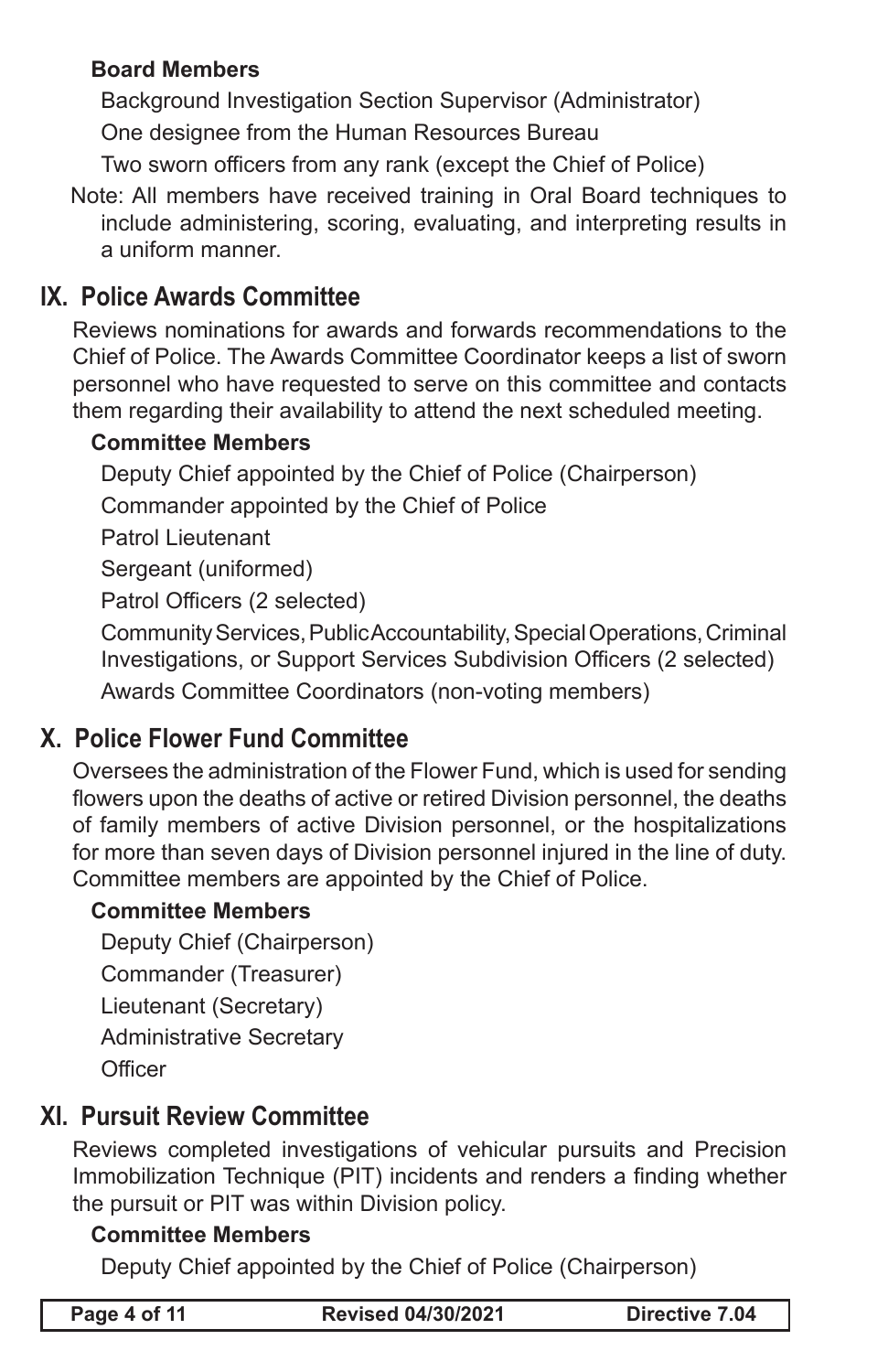**Board Members**

Background Investigation Section Supervisor (Administrator)

One designee from the Human Resources Bureau

Two sworn officers from any rank (except the Chief of Police)

Note: All members have received training in Oral Board techniques to include administering, scoring, evaluating, and interpreting results in a uniform manner.

## IX. Police Awards Committee

Reviews nominations for awards and forwards recommendations to the Chief of Police. The Awards Committee Coordinator keeps a list of sworn personnel who have requested to serve on this committee and contacts them regarding their availability to attend the next scheduled meeting.

**Committee Members**

Deputy Chief appointed by the Chief of Police (Chairperson)

Commander appointed by the Chief of Police

Patrol Lieutenant

Sergeant (uniformed)

Patrol Officers (2 selected)

Community Services, Public Accountability, Special Operations, Criminal Investigations, or Support Services Subdivision Officers (2 selected)

Awards Committee Coordinators (non-voting members)

## X. Police Flower Fund Committee

Oversees the administration of the Flower Fund, which is used for sending flowers upon the deaths of active or retired Division personnel, the deaths of family members of active Division personnel, or the hospitalizations for more than seven days of Division personnel injured in the line of duty. Committee members are appointed by the Chief of Police.

**Committee Members**

Deputy Chief (Chairperson)

Commander (Treasurer)

Lieutenant (Secretary)

Administrative Secretary

Officer

## XI. Pursuit Review Committee

Reviews completed investigations of vehicular pursuits and Precision Immobilization Technique (PIT) incidents and renders a finding whether the pursuit or PIT was within Division policy.

**Committee Members**

Deputy Chief appointed by the Chief of Police (Chairperson)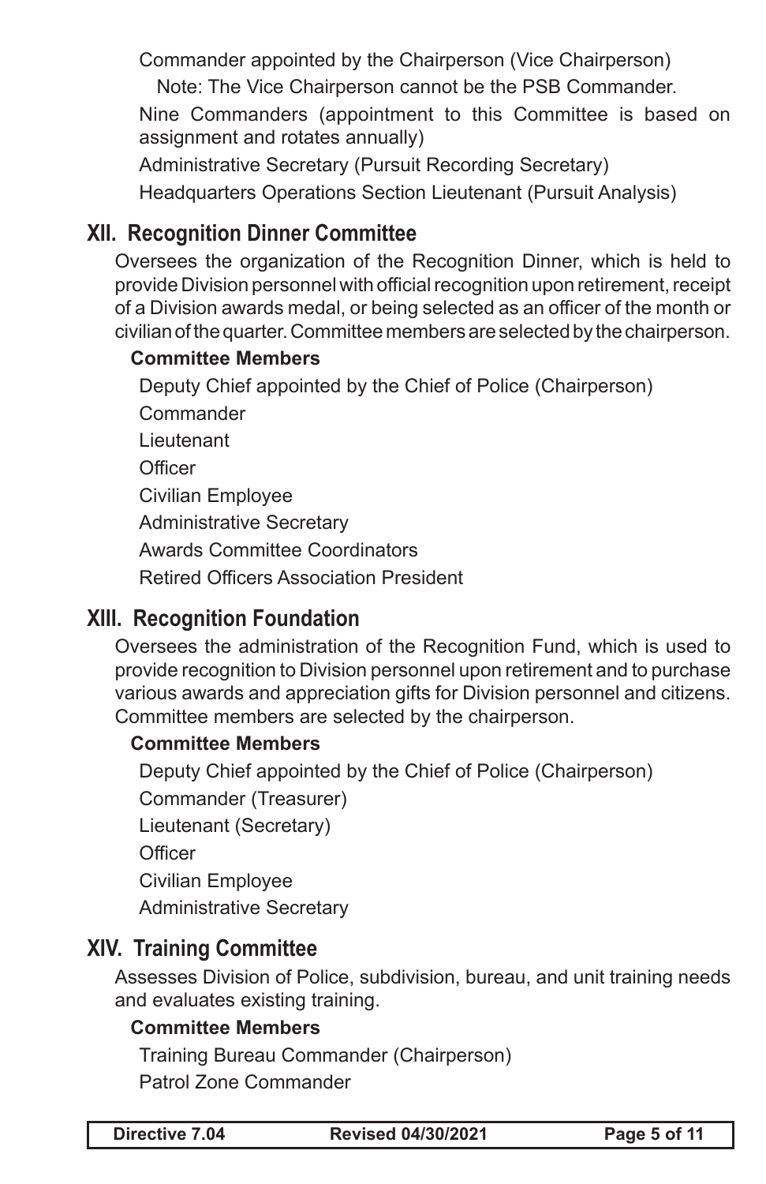Commander appointed by the Chairperson (Vice Chairperson)

Note: The Vice Chairperson cannot be the PSB Commander.

Nine Commanders (appointment to this Committee is based on assignment and rotates annually)

Administrative Secretary (Pursuit Recording Secretary)

Headquarters Operations Section Lieutenant (Pursuit Analysis)

## XII. Recognition Dinner Committee

Oversees the organization of the Recognition Dinner, which is held to provide Division personnel with official recognition upon retirement, receipt of a Division awards medal, or being selected as an officer of the month or civilian of the quarter. Committee members are selected by the chairperson.

**Committee Members**

Deputy Chief appointed by the Chief of Police (Chairperson)

Commander

Lieutenant

Officer

Civilian Employee

Administrative Secretary

Awards Committee Coordinators

Retired Officers Association President

## XIII. Recognition Foundation

Oversees the administration of the Recognition Fund, which is used to provide recognition to Division personnel upon retirement and to purchase various awards and appreciation gifts for Division personnel and citizens. Committee members are selected by the chairperson.

**Committee Members**

Deputy Chief appointed by the Chief of Police (Chairperson)

Commander (Treasurer)

Lieutenant (Secretary)

Officer

Civilian Employee

Administrative Secretary

## XIV. Training Committee

Assesses Division of Police, subdivision, bureau, and unit training needs and evaluates existing training.

**Committee Members**

Training Bureau Commander (Chairperson)

Patrol Zone Commander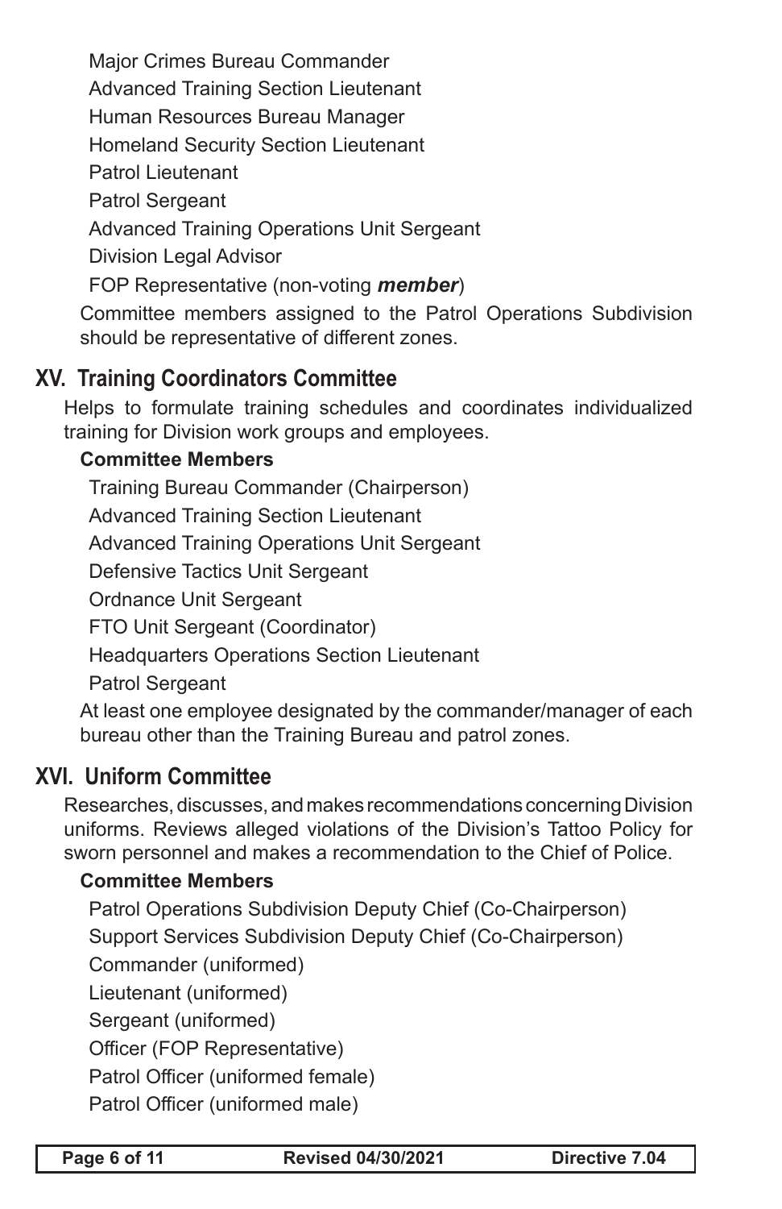Major Crimes Bureau Commander

Advanced Training Section Lieutenant

Human Resources Bureau Manager

Homeland Security Section Lieutenant

Patrol Lieutenant

Patrol Sergeant

Advanced Training Operations Unit Sergeant

Division Legal Advisor

FOP Representative (non-voting ***member***)

Committee members assigned to the Patrol Operations Subdivision should be representative of different zones.

## XV. Training Coordinators Committee

Helps to formulate training schedules and coordinates individualized training for Division work groups and employees.

**Committee Members**

Training Bureau Commander (Chairperson)

Advanced Training Section Lieutenant

Advanced Training Operations Unit Sergeant

Defensive Tactics Unit Sergeant

Ordnance Unit Sergeant

FTO Unit Sergeant (Coordinator)

Headquarters Operations Section Lieutenant

Patrol Sergeant

At least one employee designated by the commander/manager of each bureau other than the Training Bureau and patrol zones.

## XVI. Uniform Committee

Researches, discusses, and makes recommendations concerning Division uniforms. Reviews alleged violations of the Division's Tattoo Policy for sworn personnel and makes a recommendation to the Chief of Police.

**Committee Members**

Patrol Operations Subdivision Deputy Chief (Co-Chairperson)

Support Services Subdivision Deputy Chief (Co-Chairperson)

Commander (uniformed)

Lieutenant (uniformed)

Sergeant (uniformed)

Officer (FOP Representative)

Patrol Officer (uniformed female)

Patrol Officer (uniformed male)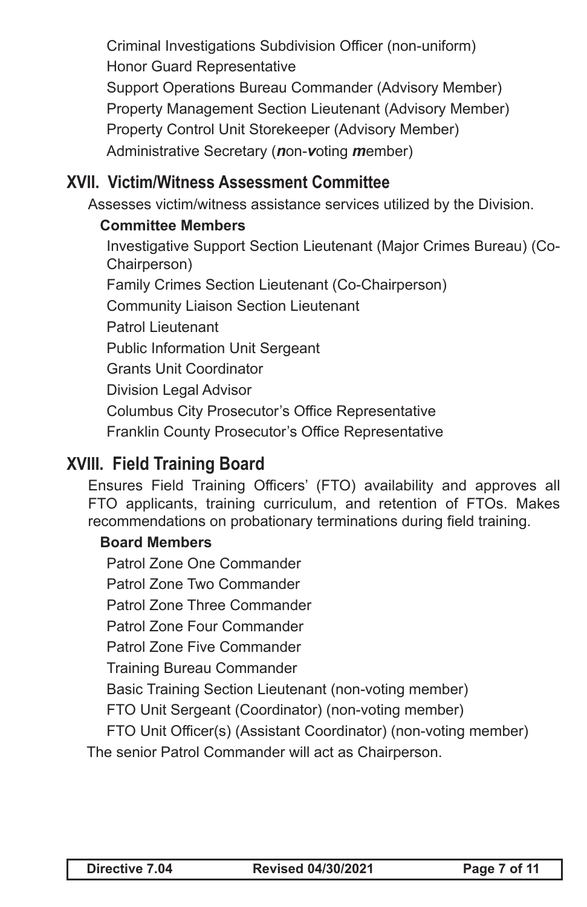Criminal Investigations Subdivision Officer (non-uniform)

Honor Guard Representative

Support Operations Bureau Commander (Advisory Member)

Property Management Section Lieutenant (Advisory Member)

Property Control Unit Storekeeper (Advisory Member)

Administrative Secretary (***n***on-***v***oting ***m***ember)

## XVII. Victim/Witness Assessment Committee

Assesses victim/witness assistance services utilized by the Division.

**Committee Members**

Investigative Support Section Lieutenant (Major Crimes Bureau) (Co-Chairperson)

Family Crimes Section Lieutenant (Co-Chairperson)

Community Liaison Section Lieutenant

Patrol Lieutenant

Public Information Unit Sergeant

Grants Unit Coordinator

Division Legal Advisor

Columbus City Prosecutor's Office Representative

Franklin County Prosecutor's Office Representative

## XVIII. Field Training Board

Ensures Field Training Officers' (FTO) availability and approves all FTO applicants, training curriculum, and retention of FTOs. Makes recommendations on probationary terminations during field training.

**Board Members**

Patrol Zone One Commander

Patrol Zone Two Commander

Patrol Zone Three Commander

Patrol Zone Four Commander

Patrol Zone Five Commander

Training Bureau Commander

Basic Training Section Lieutenant (non-voting member)

FTO Unit Sergeant (Coordinator) (non-voting member)

FTO Unit Officer(s) (Assistant Coordinator) (non-voting member)

The senior Patrol Commander will act as Chairperson.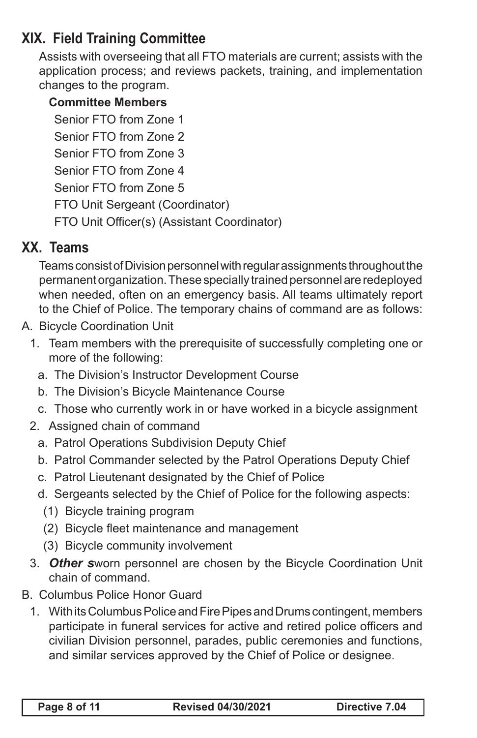## XIX. Field Training Committee

Assists with overseeing that all FTO materials are current; assists with the application process; and reviews packets, training, and implementation changes to the program.

**Committee Members**

Senior FTO from Zone 1
Senior FTO from Zone 2
Senior FTO from Zone 3
Senior FTO from Zone 4
Senior FTO from Zone 5
FTO Unit Sergeant (Coordinator)
FTO Unit Officer(s) (Assistant Coordinator)

## XX. Teams

Teams consist of Division personnel with regular assignments throughout the permanent organization. These specially trained personnel are redeployed when needed, often on an emergency basis. All teams ultimately report to the Chief of Police. The temporary chains of command are as follows:

A. Bicycle Coordination Unit
   1. Team members with the prerequisite of successfully completing one or more of the following:
      a. The Division's Instructor Development Course
      b. The Division's Bicycle Maintenance Course
      c. Those who currently work in or have worked in a bicycle assignment
   2. Assigned chain of command
      a. Patrol Operations Subdivision Deputy Chief
      b. Patrol Commander selected by the Patrol Operations Deputy Chief
      c. Patrol Lieutenant designated by the Chief of Police
      d. Sergeants selected by the Chief of Police for the following aspects:
         (1) Bicycle training program
         (2) Bicycle fleet maintenance and management
         (3) Bicycle community involvement
   3. ***Other s***worn personnel are chosen by the Bicycle Coordination Unit chain of command.

B. Columbus Police Honor Guard
   1. With its Columbus Police and Fire Pipes and Drums contingent, members participate in funeral services for active and retired police officers and civilian Division personnel, parades, public ceremonies and functions, and similar services approved by the Chief of Police or designee.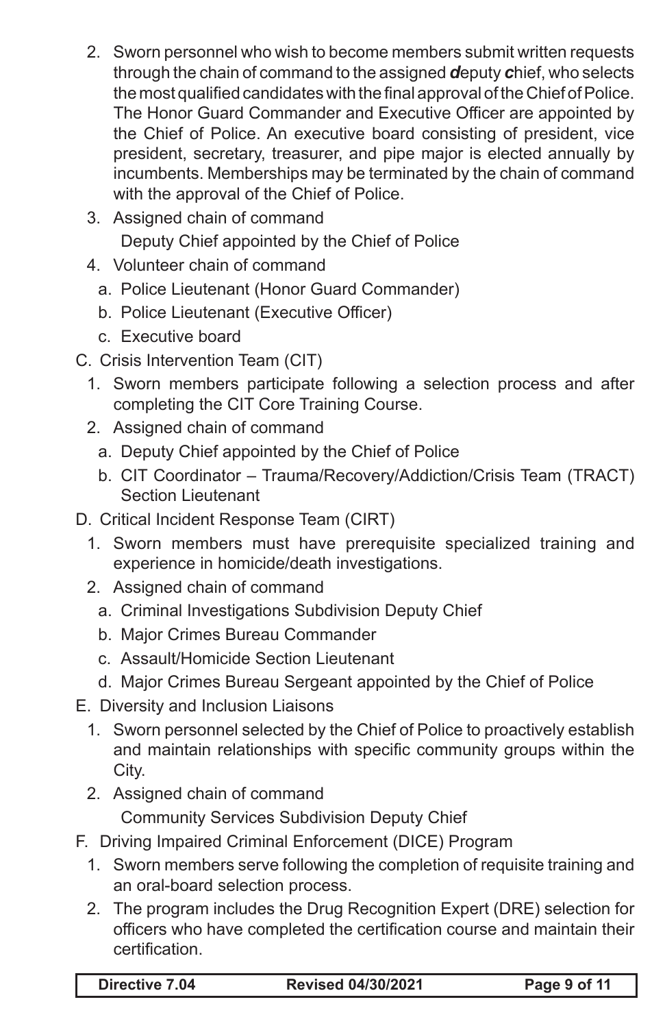2. Sworn personnel who wish to become members submit written requests through the chain of command to the assigned ***d***eputy ***c***hief, who selects the most qualified candidates with the final approval of the Chief of Police. The Honor Guard Commander and Executive Officer are appointed by the Chief of Police. An executive board consisting of president, vice president, secretary, treasurer, and pipe major is elected annually by incumbents. Memberships may be terminated by the chain of command with the approval of the Chief of Police.

3. Assigned chain of command

   Deputy Chief appointed by the Chief of Police

4. Volunteer chain of command

   a. Police Lieutenant (Honor Guard Commander)

   b. Police Lieutenant (Executive Officer)

   c. Executive board

C. Crisis Intervention Team (CIT)

1. Sworn members participate following a selection process and after completing the CIT Core Training Course.

2. Assigned chain of command

   a. Deputy Chief appointed by the Chief of Police

   b. CIT Coordinator – Trauma/Recovery/Addiction/Crisis Team (TRACT) Section Lieutenant

D. Critical Incident Response Team (CIRT)

1. Sworn members must have prerequisite specialized training and experience in homicide/death investigations.

2. Assigned chain of command

   a. Criminal Investigations Subdivision Deputy Chief

   b. Major Crimes Bureau Commander

   c. Assault/Homicide Section Lieutenant

   d. Major Crimes Bureau Sergeant appointed by the Chief of Police

E. Diversity and Inclusion Liaisons

1. Sworn personnel selected by the Chief of Police to proactively establish and maintain relationships with specific community groups within the City.

2. Assigned chain of command

   Community Services Subdivision Deputy Chief

F. Driving Impaired Criminal Enforcement (DICE) Program

1. Sworn members serve following the completion of requisite training and an oral-board selection process.

2. The program includes the Drug Recognition Expert (DRE) selection for officers who have completed the certification course and maintain their certification.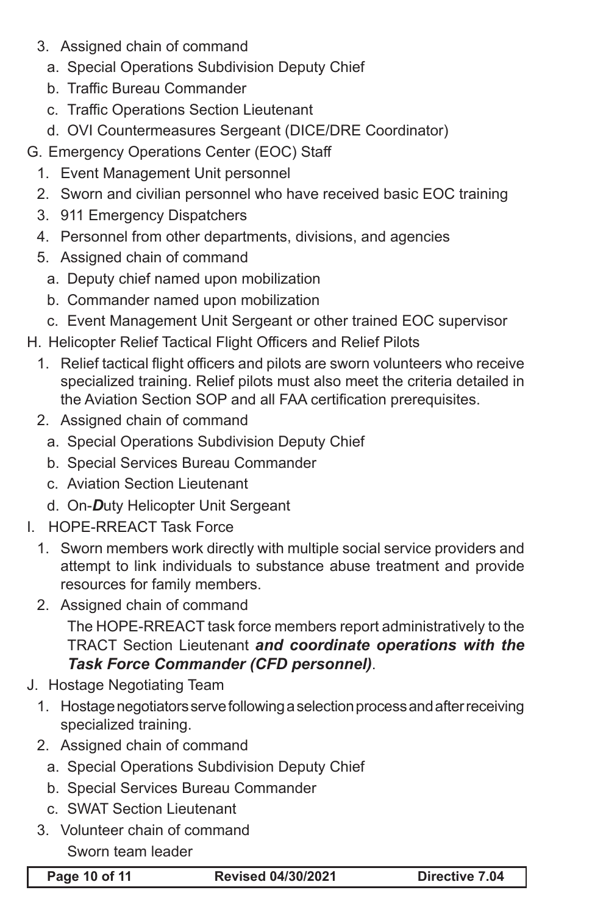3. Assigned chain of command
   a. Special Operations Subdivision Deputy Chief
   b. Traffic Bureau Commander
   c. Traffic Operations Section Lieutenant
   d. OVI Countermeasures Sergeant (DICE/DRE Coordinator)

G. Emergency Operations Center (EOC) Staff
   1. Event Management Unit personnel
   2. Sworn and civilian personnel who have received basic EOC training
   3. 911 Emergency Dispatchers
   4. Personnel from other departments, divisions, and agencies
   5. Assigned chain of command
      a. Deputy chief named upon mobilization
      b. Commander named upon mobilization
      c. Event Management Unit Sergeant or other trained EOC supervisor

H. Helicopter Relief Tactical Flight Officers and Relief Pilots
   1. Relief tactical flight officers and pilots are sworn volunteers who receive specialized training. Relief pilots must also meet the criteria detailed in the Aviation Section SOP and all FAA certification prerequisites.
   2. Assigned chain of command
      a. Special Operations Subdivision Deputy Chief
      b. Special Services Bureau Commander
      c. Aviation Section Lieutenant
      d. On-***D***uty Helicopter Unit Sergeant

I. HOPE-RREACT Task Force
   1. Sworn members work directly with multiple social service providers and attempt to link individuals to substance abuse treatment and provide resources for family members.
   2. Assigned chain of command

      The HOPE-RREACT task force members report administratively to the TRACT Section Lieutenant ***and coordinate operations with the Task Force Commander (CFD personnel)***.

J. Hostage Negotiating Team
   1. Hostage negotiators serve following a selection process and after receiving specialized training.
   2. Assigned chain of command
      a. Special Operations Subdivision Deputy Chief
      b. Special Services Bureau Commander
      c. SWAT Section Lieutenant
   3. Volunteer chain of command

      Sworn team leader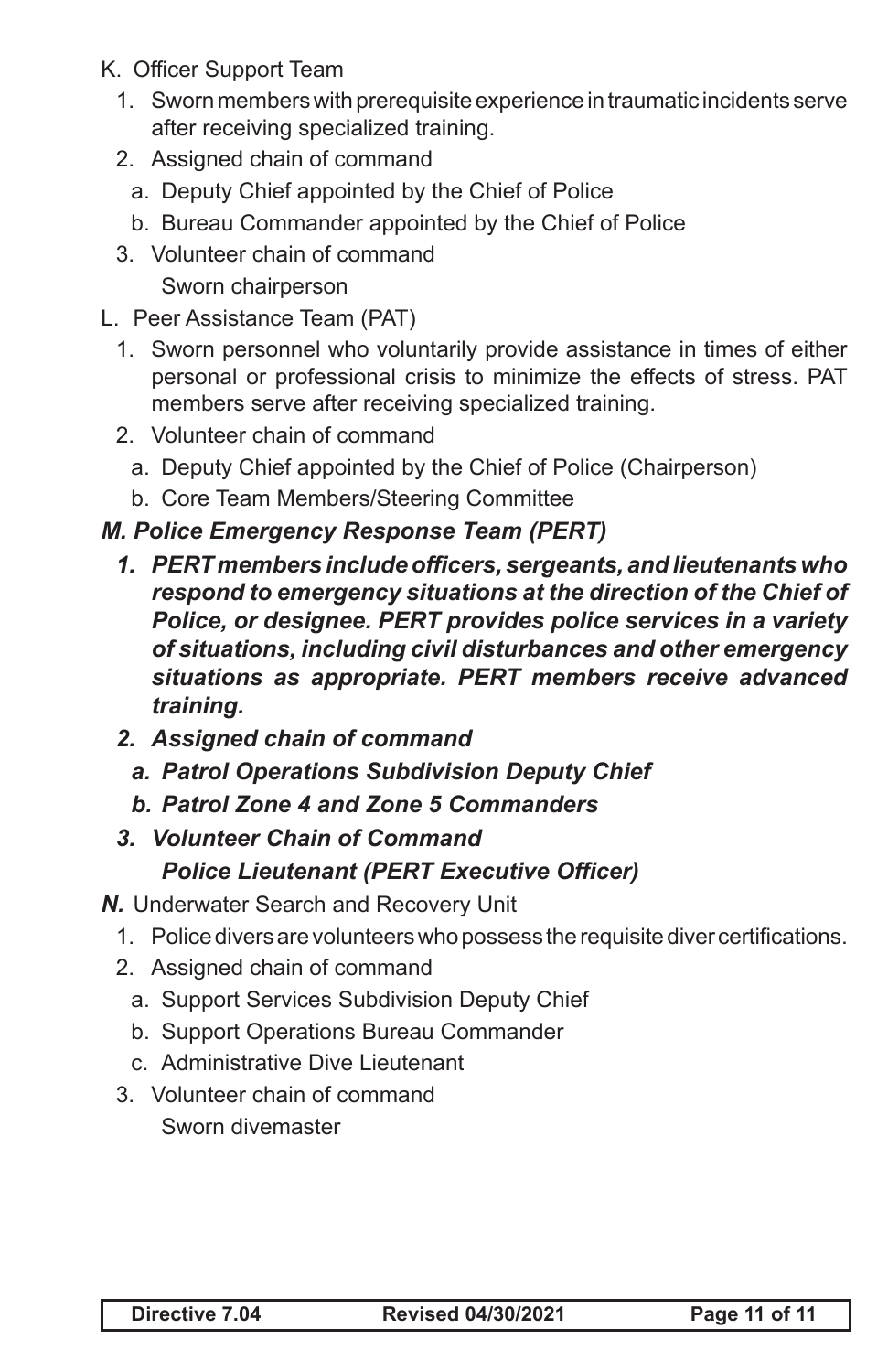K. Officer Support Team

1. Sworn members with prerequisite experience in traumatic incidents serve after receiving specialized training.
2. Assigned chain of command
   a. Deputy Chief appointed by the Chief of Police
   b. Bureau Commander appointed by the Chief of Police
3. Volunteer chain of command
   Sworn chairperson

L. Peer Assistance Team (PAT)

1. Sworn personnel who voluntarily provide assistance in times of either personal or professional crisis to minimize the effects of stress. PAT members serve after receiving specialized training.
2. Volunteer chain of command
   a. Deputy Chief appointed by the Chief of Police (Chairperson)
   b. Core Team Members/Steering Committee

***M. Police Emergency Response Team (PERT)***

***1. PERT members include officers, sergeants, and lieutenants who respond to emergency situations at the direction of the Chief of Police, or designee. PERT provides police services in a variety of situations, including civil disturbances and other emergency situations as appropriate. PERT members receive advanced training.***

***2. Assigned chain of command***

***a. Patrol Operations Subdivision Deputy Chief***

***b. Patrol Zone 4 and Zone 5 Commanders***

***3. Volunteer Chain of Command***

***Police Lieutenant (PERT Executive Officer)***

***N.*** Underwater Search and Recovery Unit

1. Police divers are volunteers who possess the requisite diver certifications.
2. Assigned chain of command
   a. Support Services Subdivision Deputy Chief
   b. Support Operations Bureau Commander
   c. Administrative Dive Lieutenant
3. Volunteer chain of command
   Sworn divemaster